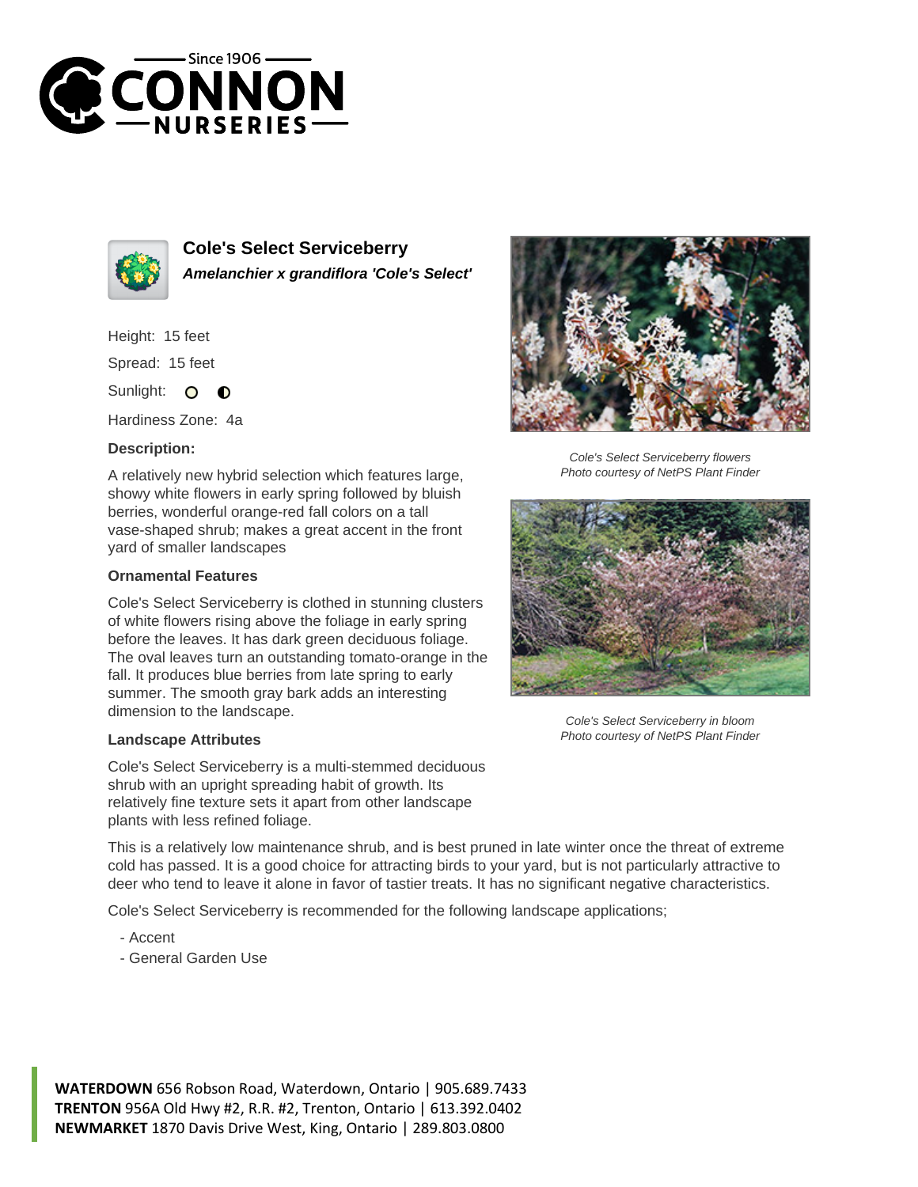# Cole's Select Serviceberry

***Amelanchier x grandiflora 'Cole's Select'***

Height: 15 feet

Spread: 15 feet

Sunlight:

Hardiness Zone: 4a

### Description:

A relatively new hybrid selection which features large, showy white flowers in early spring followed by bluish berries, wonderful orange-red fall colors on a tall vase-shaped shrub; makes a great accent in the front yard of smaller landscapes

### Ornamental Features

Cole's Select Serviceberry is clothed in stunning clusters of white flowers rising above the foliage in early spring before the leaves. It has dark green deciduous foliage. The oval leaves turn an outstanding tomato-orange in the fall. It produces blue berries from late spring to early summer. The smooth gray bark adds an interesting dimension to the landscape.

### Landscape Attributes

Cole's Select Serviceberry is a multi-stemmed deciduous shrub with an upright spreading habit of growth. Its relatively fine texture sets it apart from other landscape plants with less refined foliage.

This is a relatively low maintenance shrub, and is best pruned in late winter once the threat of extreme cold has passed. It is a good choice for attracting birds to your yard, but is not particularly attractive to deer who tend to leave it alone in favor of tastier treats. It has no significant negative characteristics.

Cole's Select Serviceberry is recommended for the following landscape applications;

- Accent
- General Garden Use

*Cole's Select Serviceberry flowers*
*Photo courtesy of NetPS Plant Finder*

*Cole's Select Serviceberry in bloom*
*Photo courtesy of NetPS Plant Finder*

**WATERDOWN** 656 Robson Road, Waterdown, Ontario | 905.689.7433
**TRENTON** 956A Old Hwy #2, R.R. #2, Trenton, Ontario | 613.392.0402
**NEWMARKET** 1870 Davis Drive West, King, Ontario | 289.803.0800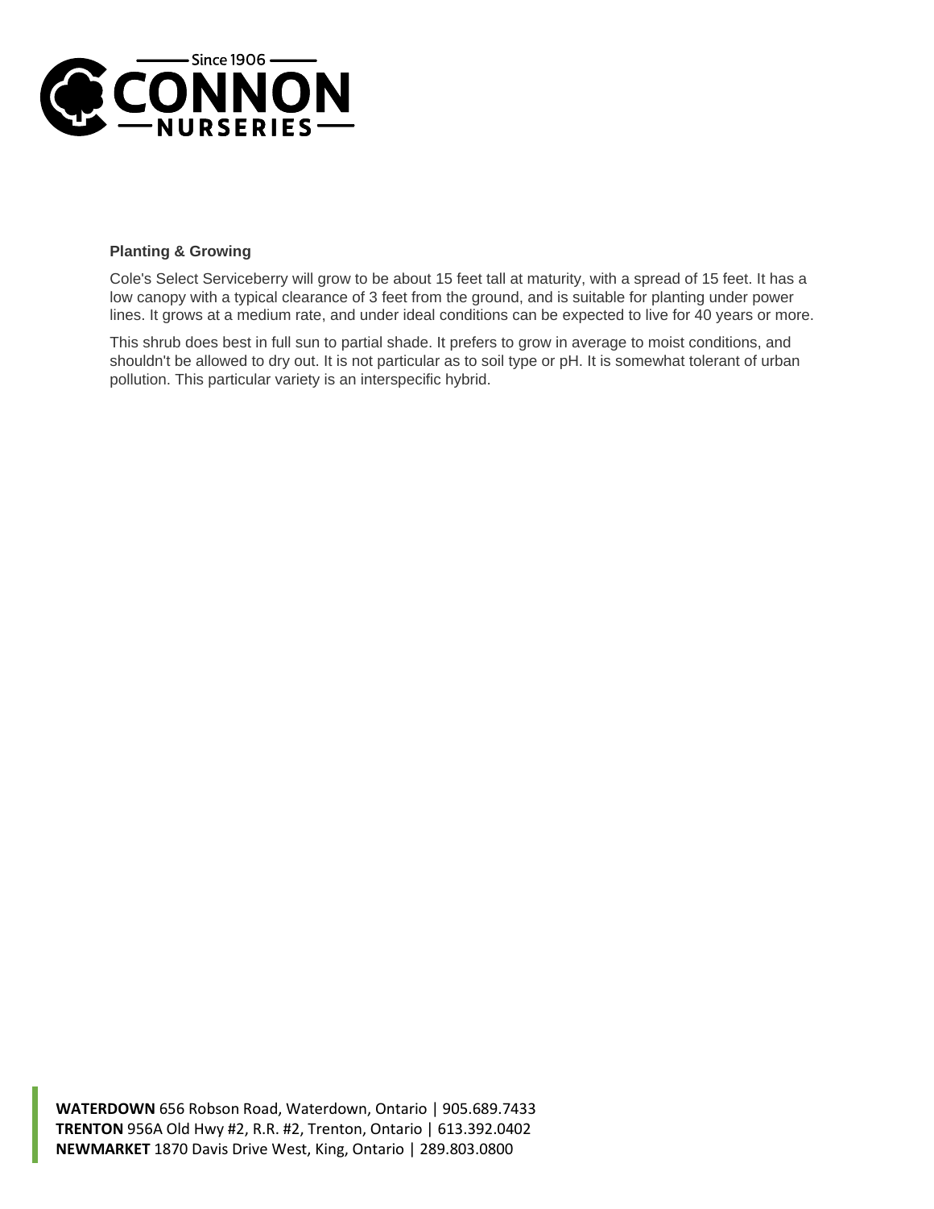### Planting & Growing

Cole's Select Serviceberry will grow to be about 15 feet tall at maturity, with a spread of 15 feet. It has a low canopy with a typical clearance of 3 feet from the ground, and is suitable for planting under power lines. It grows at a medium rate, and under ideal conditions can be expected to live for 40 years or more.

This shrub does best in full sun to partial shade. It prefers to grow in average to moist conditions, and shouldn't be allowed to dry out. It is not particular as to soil type or pH. It is somewhat tolerant of urban pollution. This particular variety is an interspecific hybrid.